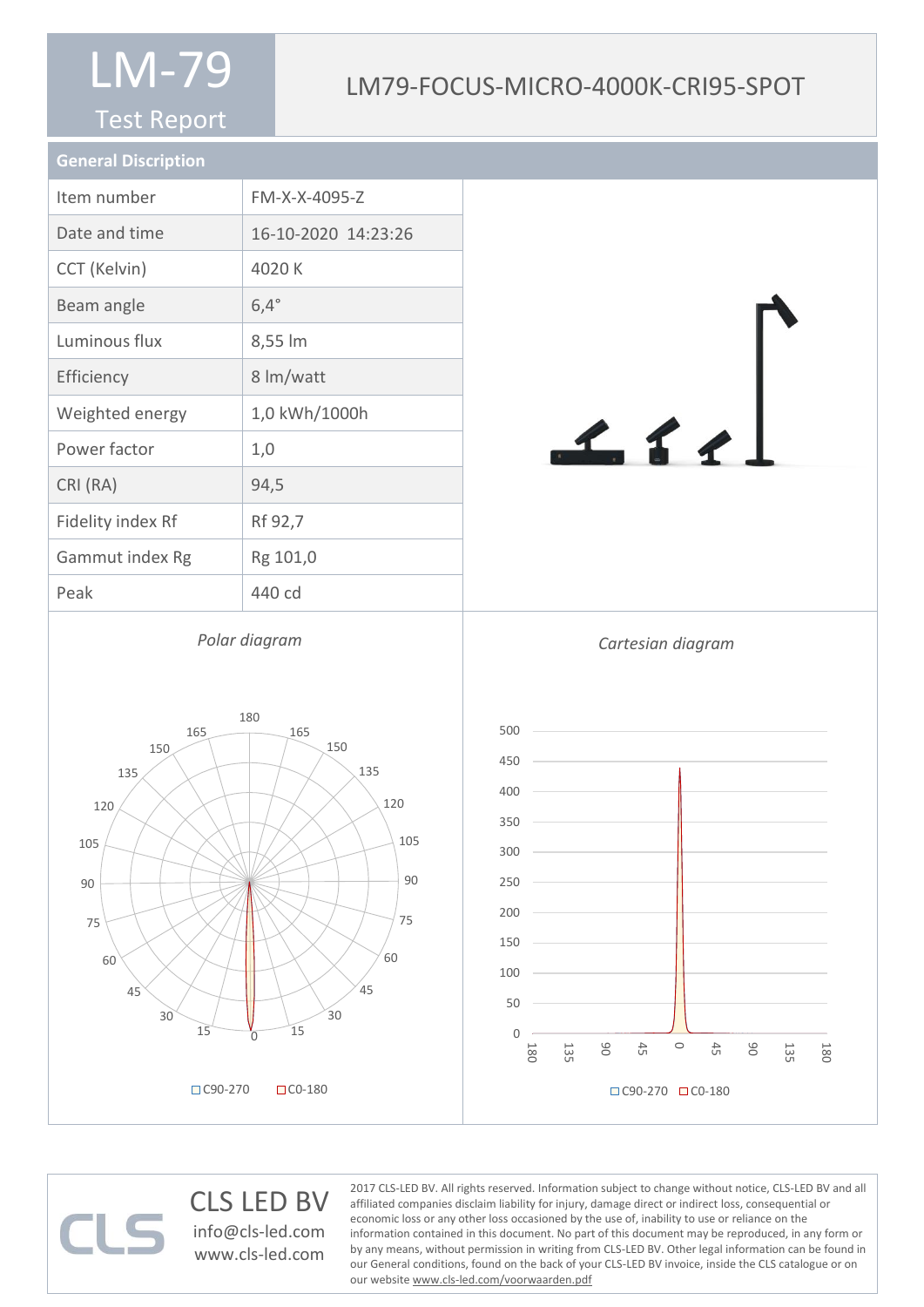# LM-79

Test Report

## LM79-FOCUS-MICRO-4000K-CRI95-SPOT

## General Discription

| Item number | FM-X-X-4095-Z |
| --- | --- |
| Date and time | 16-10-2020 14:23:26 |
| CCT (Kelvin) | 4020 K |
| Beam angle | 6,4° |
| Luminous flux | 8,55 lm |
| Efficiency | 8 lm/watt |
| Weighted energy | 1,0 kWh/1000h |
| Power factor | 1,0 |
| CRI (RA) | 94,5 |
| Fidelity index Rf | Rf 92,7 |
| Gammut index Rg | Rg 101,0 |
| Peak | 440 cd |

*Polar diagram*

□ C90-270 □ C0-180

*Cartesian diagram*

□ C90-270 □ C0-180

CLS LED BV
info@cls-led.com
www.cls-led.com

2017 CLS-LED BV. All rights reserved. Information subject to change without notice, CLS-LED BV and all affiliated companies disclaim liability for injury, damage direct or indirect loss, consequential or economic loss or any other loss occasioned by the use of, inability to use or reliance on the information contained in this document. No part of this document may be reproduced, in any form or by any means, without permission in writing from CLS-LED BV. Other legal information can be found in our General conditions, found on the back of your CLS-LED BV invoice, inside the CLS catalogue or on our website www.cls-led.com/voorwaarden.pdf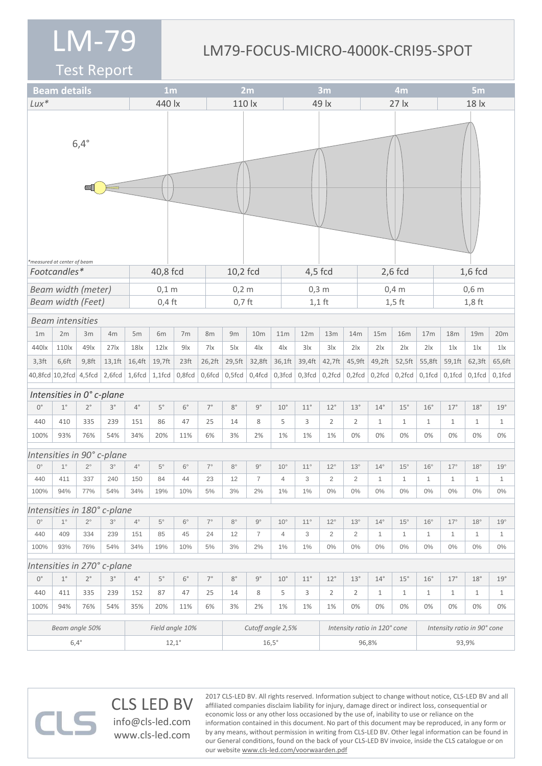# LM-79

Test Report

## LM79-FOCUS-MICRO-4000K-CRI95-SPOT

| Beam details | 1m | 2m | 3m | 4m | 5m |
|---|---|---|---|---|---|
| *Lux** | 440 lx | 110 lx | 49 lx | 27 lx | 18 lx |

6,4°

*measured at center of beam

| | | | | | |
|---|---|---|---|---|---|
| *Footcandles** | 40,8 fcd | 10,2 fcd | 4,5 fcd | 2,6 fcd | 1,6 fcd |
| *Beam width (meter)* | 0,1 m | 0,2 m | 0,3 m | 0,4 m | 0,6 m |
| *Beam width (Feet)* | 0,4 ft | 0,7 ft | 1,1 ft | 1,5 ft | 1,8 ft |

*Beam intensities*

| 1m | 2m | 3m | 4m | 5m | 6m | 7m | 8m | 9m | 10m | 11m | 12m | 13m | 14m | 15m | 16m | 17m | 18m | 19m | 20m |
|---|---|---|---|---|---|---|---|---|---|---|---|---|---|---|---|---|---|---|---|
| 440lx | 110lx | 49lx | 27lx | 18lx | 12lx | 9lx | 7lx | 5lx | 4lx | 4lx | 3lx | 3lx | 2lx | 2lx | 2lx | 2lx | 1lx | 1lx | 1lx |
| 3,3ft | 6,6ft | 9,8ft | 13,1ft | 16,4ft | 19,7ft | 23ft | 26,2ft | 29,5ft | 32,8ft | 36,1ft | 39,4ft | 42,7ft | 45,9ft | 49,2ft | 52,5ft | 55,8ft | 59,1ft | 62,3ft | 65,6ft |
| 40,8fcd | 10,2fcd | 4,5fcd | 2,6fcd | 1,6fcd | 1,1fcd | 0,8fcd | 0,6fcd | 0,5fcd | 0,4fcd | 0,3fcd | 0,3fcd | 0,2fcd | 0,2fcd | 0,2fcd | 0,2fcd | 0,1fcd | 0,1fcd | 0,1fcd | 0,1fcd |

*Intensities in 0° c-plane*

| 0° | 1° | 2° | 3° | 4° | 5° | 6° | 7° | 8° | 9° | 10° | 11° | 12° | 13° | 14° | 15° | 16° | 17° | 18° | 19° |
|---|---|---|---|---|---|---|---|---|---|---|---|---|---|---|---|---|---|---|---|
| 440 | 410 | 335 | 239 | 151 | 86 | 47 | 25 | 14 | 8 | 5 | 3 | 2 | 2 | 1 | 1 | 1 | 1 | 1 | 1 |
| 100% | 93% | 76% | 54% | 34% | 20% | 11% | 6% | 3% | 2% | 1% | 1% | 1% | 0% | 0% | 0% | 0% | 0% | 0% | 0% |

*Intensities in 90° c-plane*

| 0° | 1° | 2° | 3° | 4° | 5° | 6° | 7° | 8° | 9° | 10° | 11° | 12° | 13° | 14° | 15° | 16° | 17° | 18° | 19° |
|---|---|---|---|---|---|---|---|---|---|---|---|---|---|---|---|---|---|---|---|
| 440 | 411 | 337 | 240 | 150 | 84 | 44 | 23 | 12 | 7 | 4 | 3 | 2 | 2 | 1 | 1 | 1 | 1 | 1 | 1 |
| 100% | 94% | 77% | 54% | 34% | 19% | 10% | 5% | 3% | 2% | 1% | 1% | 0% | 0% | 0% | 0% | 0% | 0% | 0% | 0% |

*Intensities in 180° c-plane*

| 0° | 1° | 2° | 3° | 4° | 5° | 6° | 7° | 8° | 9° | 10° | 11° | 12° | 13° | 14° | 15° | 16° | 17° | 18° | 19° |
|---|---|---|---|---|---|---|---|---|---|---|---|---|---|---|---|---|---|---|---|
| 440 | 409 | 334 | 239 | 151 | 85 | 45 | 24 | 12 | 7 | 4 | 3 | 2 | 2 | 1 | 1 | 1 | 1 | 1 | 1 |
| 100% | 93% | 76% | 54% | 34% | 19% | 10% | 5% | 3% | 2% | 1% | 1% | 0% | 0% | 0% | 0% | 0% | 0% | 0% | 0% |

*Intensities in 270° c-plane*

| 0° | 1° | 2° | 3° | 4° | 5° | 6° | 7° | 8° | 9° | 10° | 11° | 12° | 13° | 14° | 15° | 16° | 17° | 18° | 19° |
|---|---|---|---|---|---|---|---|---|---|---|---|---|---|---|---|---|---|---|---|
| 440 | 411 | 335 | 239 | 152 | 87 | 47 | 25 | 14 | 8 | 5 | 3 | 2 | 2 | 1 | 1 | 1 | 1 | 1 | 1 |
| 100% | 94% | 76% | 54% | 35% | 20% | 11% | 6% | 3% | 2% | 1% | 1% | 1% | 0% | 0% | 0% | 0% | 0% | 0% | 0% |

| *Beam angle 50%* | *Field angle 10%* | *Cutoff angle 2,5%* | *Intensity ratio in 120° cone* | *Intensity ratio in 90° cone* |
|---|---|---|---|---|
| 6,4° | 12,1° | 16,5° | 96,8% | 93,9% |

CLS LED BV
info@cls-led.com
www.cls-led.com

2017 CLS-LED BV. All rights reserved. Information subject to change without notice, CLS-LED BV and all affiliated companies disclaim liability for injury, damage direct or indirect loss, consequential or economic loss or any other loss occasioned by the use of, inability to use or reliance on the information contained in this document. No part of this document may be reproduced, in any form or by any means, without permission in writing from CLS-LED BV. Other legal information can be found in our General conditions, found on the back of your CLS-LED BV invoice, inside the CLS catalogue or on our website www.cls-led.com/voorwaarden.pdf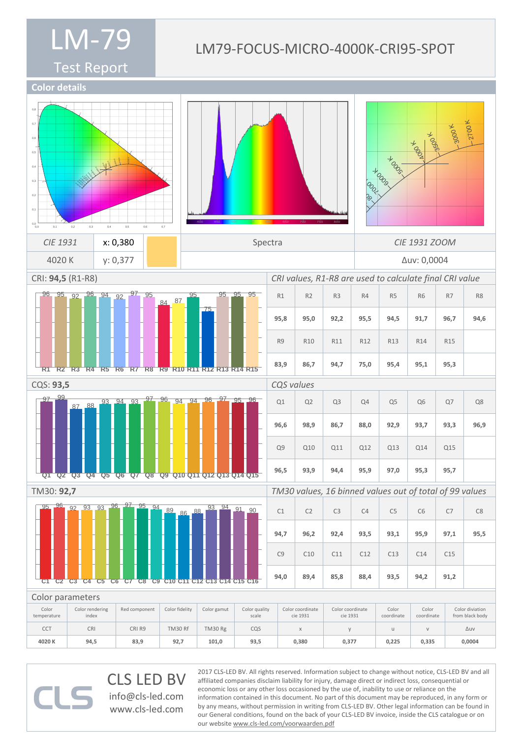# LM-79 Test Report

## LM79-FOCUS-MICRO-4000K-CRI95-SPOT

## Color details

| CIE 1931 | x: 0,380 | Spectra | CIE 1931 ZOOM |
|---|---|---|---|
| 4020 K | y: 0,377 | | Δuv: 0,0004 |

### CRI: **94,5** (R1-R8)

*CRI values, R1-R8 are used to calculate final CRI value*

| R1 | R2 | R3 | R4 | R5 | R6 | R7 | R8 |
|---|---|---|---|---|---|---|---|
| 95,8 | 95,0 | 92,2 | 95,5 | 94,5 | 91,7 | 96,7 | 94,6 |
| **R9** | **R10** | **R11** | **R12** | **R13** | **R14** | **R15** | |
| 83,9 | 86,7 | 94,7 | 75,0 | 95,4 | 95,1 | 95,3 | |

### CQS: **93,5**

*CQS values*

| Q1 | Q2 | Q3 | Q4 | Q5 | Q6 | Q7 | Q8 |
|---|---|---|---|---|---|---|---|
| 96,6 | 98,9 | 86,7 | 88,0 | 92,9 | 93,7 | 93,3 | 96,9 |
| **Q9** | **Q10** | **Q11** | **Q12** | **Q13** | **Q14** | **Q15** | |
| 96,5 | 93,9 | 94,4 | 95,9 | 97,0 | 95,3 | 95,7 | |

### TM30: **92,7**

*TM30 values, 16 binned values out of total of 99 values*

| C1 | C2 | C3 | C4 | C5 | C6 | C7 | C8 |
|---|---|---|---|---|---|---|---|
| 94,7 | 96,2 | 92,4 | 93,5 | 93,1 | 95,9 | 97,1 | 95,5 |
| **C9** | **C10** | **C11** | **C12** | **C13** | **C14** | **C15** | |
| 94,0 | 89,4 | 85,8 | 88,4 | 93,5 | 94,2 | 91,2 | |

### Color parameters

| Color temperature | Color rendering index | Red component | Color fidelity | Color gamut | Color quality scale | Color coordinate cie 1931 | Color coordinate cie 1931 | Color coordinate | Color coordinate | Color diviation from black body |
|---|---|---|---|---|---|---|---|---|---|---|
| CCT | CRI | CRI R9 | TM30 Rf | TM30 Rg | CQS | x | y | u | v | Δuv |
| **4020 K** | **94,5** | **83,9** | **92,7** | **101,0** | **93,5** | **0,380** | **0,377** | **0,225** | **0,335** | **0,0004** |

CLS LED BV
info@cls-led.com
www.cls-led.com

2017 CLS-LED BV. All rights reserved. Information subject to change without notice, CLS-LED BV and all affiliated companies disclaim liability for injury, damage direct or indirect loss, consequential or economic loss or any other loss occasioned by the use of, inability to use or reliance on the information contained in this document. No part of this document may be reproduced, in any form or by any means, without permission in writing from CLS-LED BV. Other legal information can be found in our General conditions, found on the back of your CLS-LED BV invoice, inside the CLS catalogue or on our website www.cls-led.com/voorwaarden.pdf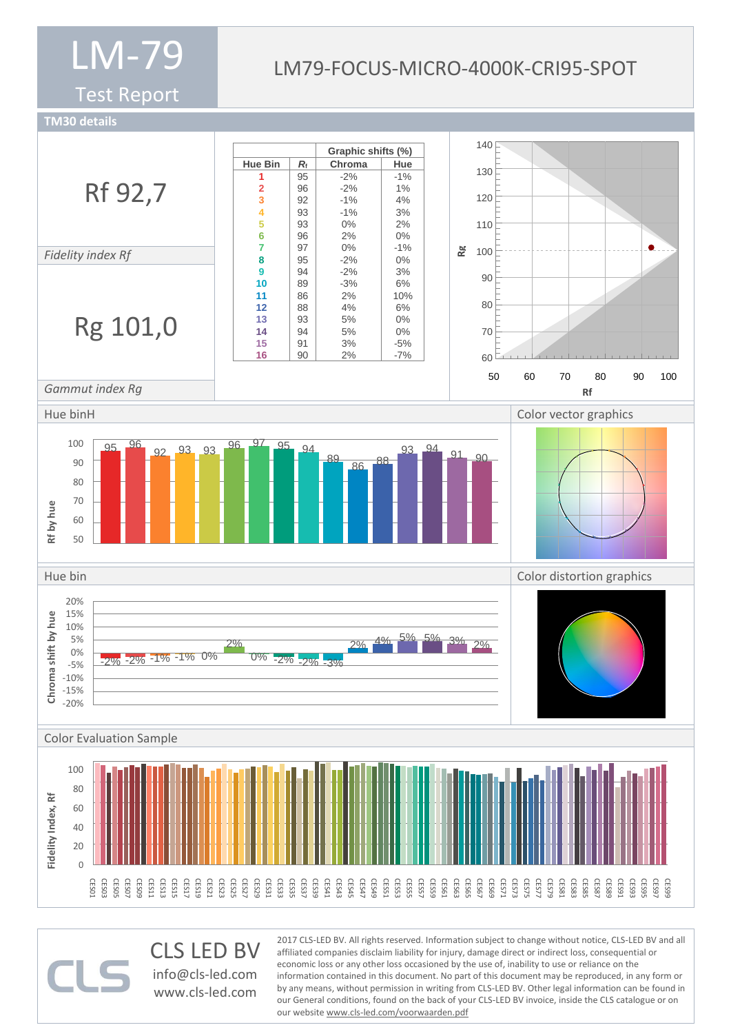# LM-79

## Test Report

LM79-FOCUS-MICRO-4000K-CRI95-SPOT

## TM30 details

**Rf 92,7**

*Fidelity index Rf*

**Rg 101,0**

*Gammut index Rg*

| Hue Bin | $R_f$ | Graphic shifts (%) Chroma | Hue |
|---|---|---|---|
| 1 | 95 | -2% | -1% |
| 2 | 96 | -2% | 1% |
| 3 | 92 | -1% | 4% |
| 4 | 93 | -1% | 3% |
| 5 | 93 | 0% | 2% |
| 6 | 96 | 2% | 0% |
| 7 | 97 | 0% | -1% |
| 8 | 95 | -2% | 0% |
| 9 | 94 | -2% | 3% |
| 10 | 89 | -3% | 6% |
| 11 | 86 | 2% | 10% |
| 12 | 88 | 4% | 6% |
| 13 | 93 | 5% | 0% |
| 14 | 94 | 5% | 0% |
| 15 | 91 | 3% | -5% |
| 16 | 90 | 2% | -7% |

### Hue binH

### Color vector graphics

### Hue bin

### Color distortion graphics

### Color Evaluation Sample

**CLS LED BV**
info@cls-led.com
www.cls-led.com

2017 CLS-LED BV. All rights reserved. Information subject to change without notice, CLS-LED BV and all affiliated companies disclaim liability for injury, damage direct or indirect loss, consequential or economic loss or any other loss occasioned by the use of, inability to use or reliance on the information contained in this document. No part of this document may be reproduced, in any form or by any means, without permission in writing from CLS-LED BV. Other legal information can be found in our General conditions, found on the back of your CLS-LED BV invoice, inside the CLS catalogue or on our website www.cls-led.com/voorwaarden.pdf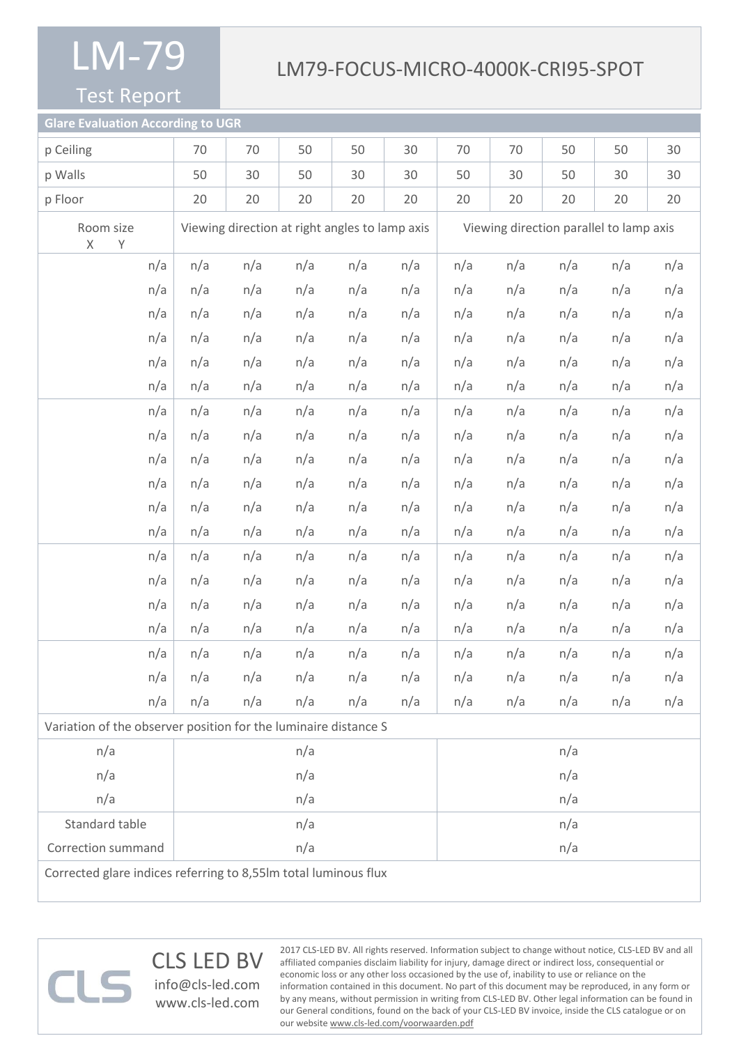# LM-79 Test Report

## LM79-FOCUS-MICRO-4000K-CRI95-SPOT

### Glare Evaluation According to UGR

| p Ceiling | 70 | 70 | 50 | 50 | 30 | 70 | 70 | 50 | 50 | 30 |
|---|---|---|---|---|---|---|---|---|---|---|
| p Walls | 50 | 30 | 50 | 30 | 30 | 50 | 30 | 50 | 30 | 30 |
| p Floor | 20 | 20 | 20 | 20 | 20 | 20 | 20 | 20 | 20 | 20 |
| Room size X Y | Viewing direction at right angles to lamp axis | | | | | Viewing direction parallel to lamp axis | | | | |
| n/a | n/a | n/a | n/a | n/a | n/a | n/a | n/a | n/a | n/a | n/a |
| n/a | n/a | n/a | n/a | n/a | n/a | n/a | n/a | n/a | n/a | n/a |
| n/a | n/a | n/a | n/a | n/a | n/a | n/a | n/a | n/a | n/a | n/a |
| n/a | n/a | n/a | n/a | n/a | n/a | n/a | n/a | n/a | n/a | n/a |
| n/a | n/a | n/a | n/a | n/a | n/a | n/a | n/a | n/a | n/a | n/a |
| n/a | n/a | n/a | n/a | n/a | n/a | n/a | n/a | n/a | n/a | n/a |
| n/a | n/a | n/a | n/a | n/a | n/a | n/a | n/a | n/a | n/a | n/a |
| n/a | n/a | n/a | n/a | n/a | n/a | n/a | n/a | n/a | n/a | n/a |
| n/a | n/a | n/a | n/a | n/a | n/a | n/a | n/a | n/a | n/a | n/a |
| n/a | n/a | n/a | n/a | n/a | n/a | n/a | n/a | n/a | n/a | n/a |
| n/a | n/a | n/a | n/a | n/a | n/a | n/a | n/a | n/a | n/a | n/a |
| n/a | n/a | n/a | n/a | n/a | n/a | n/a | n/a | n/a | n/a | n/a |
| n/a | n/a | n/a | n/a | n/a | n/a | n/a | n/a | n/a | n/a | n/a |
| n/a | n/a | n/a | n/a | n/a | n/a | n/a | n/a | n/a | n/a | n/a |
| n/a | n/a | n/a | n/a | n/a | n/a | n/a | n/a | n/a | n/a | n/a |
| n/a | n/a | n/a | n/a | n/a | n/a | n/a | n/a | n/a | n/a | n/a |
| n/a | n/a | n/a | n/a | n/a | n/a | n/a | n/a | n/a | n/a | n/a |
| n/a | n/a | n/a | n/a | n/a | n/a | n/a | n/a | n/a | n/a | n/a |
| n/a | n/a | n/a | n/a | n/a | n/a | n/a | n/a | n/a | n/a | n/a |
| Variation of the observer position for the luminaire distance S | | | | | | | | | | |
| n/a | n/a | | | | | n/a | | | | |
| n/a | n/a | | | | | n/a | | | | |
| n/a | n/a | | | | | n/a | | | | |
| Standard table | n/a | | | | | n/a | | | | |
| Correction summand | n/a | | | | | n/a | | | | |

Corrected glare indices referring to 8,55lm total luminous flux

CLS LED BV
info@cls-led.com
www.cls-led.com

2017 CLS-LED BV. All rights reserved. Information subject to change without notice, CLS-LED BV and all affiliated companies disclaim liability for injury, damage direct or indirect loss, consequential or economic loss or any other loss occasioned by the use of, inability to use or reliance on the information contained in this document. No part of this document may be reproduced, in any form or by any means, without permission in writing from CLS-LED BV. Other legal information can be found in our General conditions, found on the back of your CLS-LED BV invoice, inside the CLS catalogue or on our website www.cls-led.com/voorwaarden.pdf